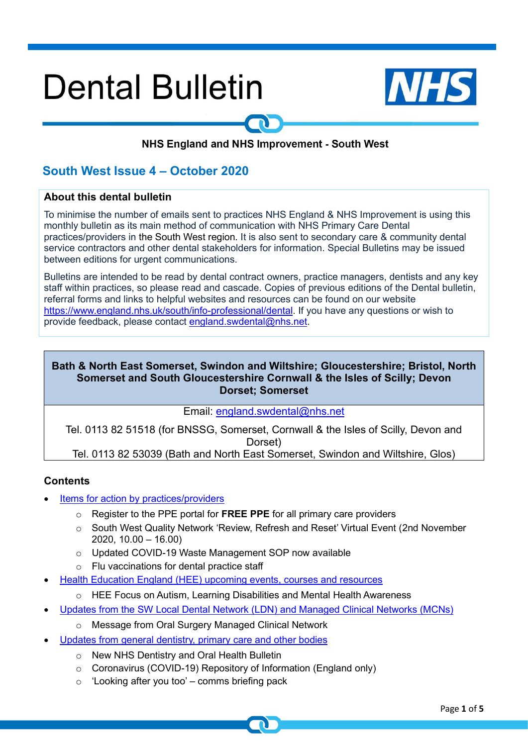# Dental Bulletin

**NHS England and NHS Improvement - South West**

## South West Issue 4 – October 2020

### About this dental bulletin

To minimise the number of emails sent to practices NHS England & NHS Improvement is using this monthly bulletin as its main method of communication with NHS Primary Care Dental practices/providers in the South West region. It is also sent to secondary care & community dental service contractors and other dental stakeholders for information. Special Bulletins may be issued between editions for urgent communications.

Bulletins are intended to be read by dental contract owners, practice managers, dentists and any key staff within practices, so please read and cascade. Copies of previous editions of the Dental bulletin, referral forms and links to helpful websites and resources can be found on our website https://www.england.nhs.uk/south/info-professional/dental. If you have any questions or wish to provide feedback, please contact england.swdental@nhs.net.

| **Bath & North East Somerset, Swindon and Wiltshire; Gloucestershire; Bristol, North Somerset and South Gloucestershire Cornwall & the Isles of Scilly; Devon Dorset; Somerset** |
|---|
| Email: england.swdental@nhs.net |
| Tel. 0113 82 51518 (for BNSSG, Somerset, Cornwall & the Isles of Scilly, Devon and Dorset)<br>Tel. 0113 82 53039 (Bath and North East Somerset, Swindon and Wiltshire, Glos) |

### Contents

- Items for action by practices/providers
  - Register to the PPE portal for **FREE PPE** for all primary care providers
  - South West Quality Network 'Review, Refresh and Reset' Virtual Event (2nd November 2020, 10.00 – 16.00)
  - Updated COVID-19 Waste Management SOP now available
  - Flu vaccinations for dental practice staff
- Health Education England (HEE) upcoming events, courses and resources
  - HEE Focus on Autism, Learning Disabilities and Mental Health Awareness
- Updates from the SW Local Dental Network (LDN) and Managed Clinical Networks (MCNs)
  - Message from Oral Surgery Managed Clinical Network
- Updates from general dentistry, primary care and other bodies
  - New NHS Dentistry and Oral Health Bulletin
  - Coronavirus (COVID-19) Repository of Information (England only)
  - 'Looking after you too' – comms briefing pack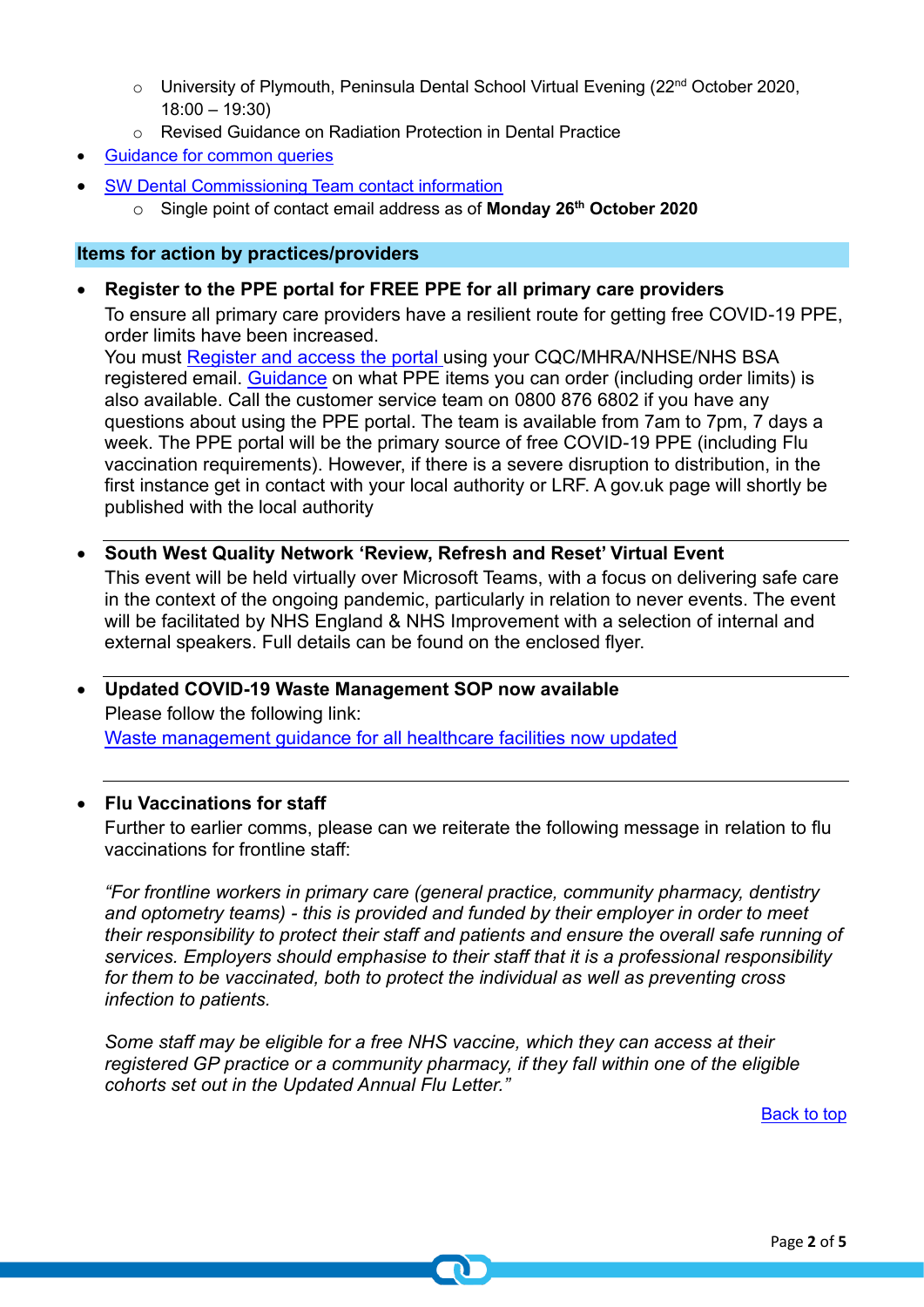- University of Plymouth, Peninsula Dental School Virtual Evening (22nd October 2020, 18:00 – 19:30)
    - Revised Guidance on Radiation Protection in Dental Practice
- Guidance for common queries
- SW Dental Commissioning Team contact information
    - Single point of contact email address as of **Monday 26th October 2020**

## Items for action by practices/providers

- **Register to the PPE portal for FREE PPE for all primary care providers**

  To ensure all primary care providers have a resilient route for getting free COVID-19 PPE, order limits have been increased.
  You must Register and access the portal using your CQC/MHRA/NHSE/NHS BSA registered email. Guidance on what PPE items you can order (including order limits) is also available. Call the customer service team on 0800 876 6802 if you have any questions about using the PPE portal. The team is available from 7am to 7pm, 7 days a week. The PPE portal will be the primary source of free COVID-19 PPE (including Flu vaccination requirements). However, if there is a severe disruption to distribution, in the first instance get in contact with your local authority or LRF. A gov.uk page will shortly be published with the local authority

---

- **South West Quality Network 'Review, Refresh and Reset' Virtual Event**

  This event will be held virtually over Microsoft Teams, with a focus on delivering safe care in the context of the ongoing pandemic, particularly in relation to never events. The event will be facilitated by NHS England & NHS Improvement with a selection of internal and external speakers. Full details can be found on the enclosed flyer.

---

- **Updated COVID-19 Waste Management SOP now available**

  Please follow the following link:
  Waste management guidance for all healthcare facilities now updated

---

- **Flu Vaccinations for staff**

  Further to earlier comms, please can we reiterate the following message in relation to flu vaccinations for frontline staff:

  *"For frontline workers in primary care (general practice, community pharmacy, dentistry and optometry teams) - this is provided and funded by their employer in order to meet their responsibility to protect their staff and patients and ensure the overall safe running of services. Employers should emphasise to their staff that it is a professional responsibility for them to be vaccinated, both to protect the individual as well as preventing cross infection to patients.*

  *Some staff may be eligible for a free NHS vaccine, which they can access at their registered GP practice or a community pharmacy, if they fall within one of the eligible cohorts set out in the Updated Annual Flu Letter."*

Back to top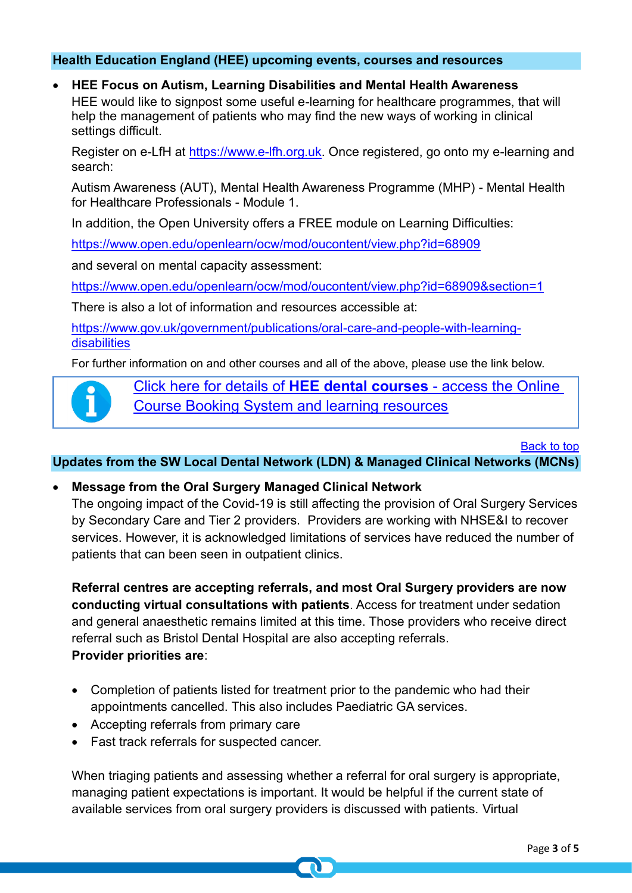## Health Education England (HEE) upcoming events, courses and resources

- **HEE Focus on Autism, Learning Disabilities and Mental Health Awareness**
  HEE would like to signpost some useful e-learning for healthcare programmes, that will help the management of patients who may find the new ways of working in clinical settings difficult.

  Register on e-LfH at https://www.e-lfh.org.uk. Once registered, go onto my e-learning and search:

  Autism Awareness (AUT), Mental Health Awareness Programme (MHP) - Mental Health for Healthcare Professionals - Module 1.

  In addition, the Open University offers a FREE module on Learning Difficulties:

  https://www.open.edu/openlearn/ocw/mod/oucontent/view.php?id=68909

  and several on mental capacity assessment:

  https://www.open.edu/openlearn/ocw/mod/oucontent/view.php?id=68909&section=1

  There is also a lot of information and resources accessible at:

  https://www.gov.uk/government/publications/oral-care-and-people-with-learning-disabilities

  For further information on and other courses and all of the above, please use the link below.

Click here for details of **HEE dental courses** - access the Online Course Booking System and learning resources

Back to top

## Updates from the SW Local Dental Network (LDN) & Managed Clinical Networks (MCNs)

- **Message from the Oral Surgery Managed Clinical Network**
  The ongoing impact of the Covid-19 is still affecting the provision of Oral Surgery Services by Secondary Care and Tier 2 providers. Providers are working with NHSE&I to recover services. However, it is acknowledged limitations of services have reduced the number of patients that can been seen in outpatient clinics.

  **Referral centres are accepting referrals, and most Oral Surgery providers are now conducting virtual consultations with patients**. Access for treatment under sedation and general anaesthetic remains limited at this time. Those providers who receive direct referral such as Bristol Dental Hospital are also accepting referrals.
  **Provider priorities are**:

  - Completion of patients listed for treatment prior to the pandemic who had their appointments cancelled. This also includes Paediatric GA services.
  - Accepting referrals from primary care
  - Fast track referrals for suspected cancer.

  When triaging patients and assessing whether a referral for oral surgery is appropriate, managing patient expectations is important. It would be helpful if the current state of available services from oral surgery providers is discussed with patients. Virtual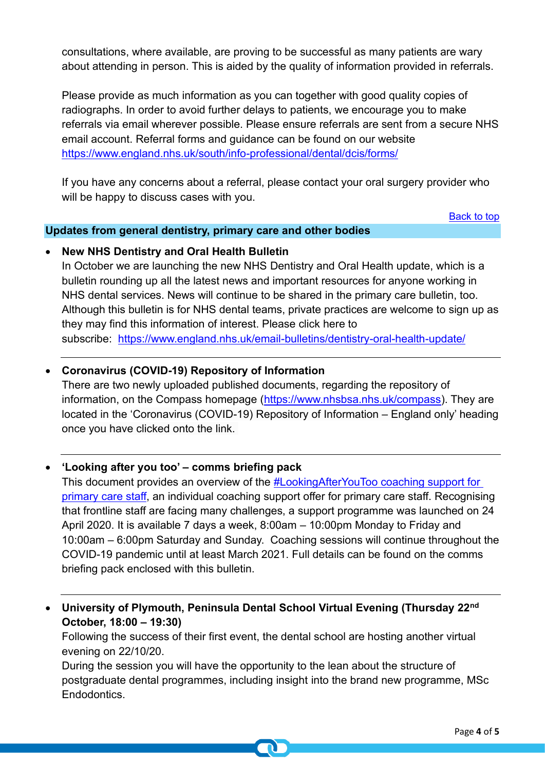consultations, where available, are proving to be successful as many patients are wary about attending in person. This is aided by the quality of information provided in referrals.

Please provide as much information as you can together with good quality copies of radiographs. In order to avoid further delays to patients, we encourage you to make referrals via email wherever possible. Please ensure referrals are sent from a secure NHS email account. Referral forms and guidance can be found on our website https://www.england.nhs.uk/south/info-professional/dental/dcis/forms/

If you have any concerns about a referral, please contact your oral surgery provider who will be happy to discuss cases with you.

Back to top

## Updates from general dentistry, primary care and other bodies

- **New NHS Dentistry and Oral Health Bulletin**
  In October we are launching the new NHS Dentistry and Oral Health update, which is a bulletin rounding up all the latest news and important resources for anyone working in NHS dental services. News will continue to be shared in the primary care bulletin, too. Although this bulletin is for NHS dental teams, private practices are welcome to sign up as they may find this information of interest. Please click here to subscribe: https://www.england.nhs.uk/email-bulletins/dentistry-oral-health-update/

---

- **Coronavirus (COVID-19) Repository of Information**
  There are two newly uploaded published documents, regarding the repository of information, on the Compass homepage (https://www.nhsbsa.nhs.uk/compass). They are located in the 'Coronavirus (COVID-19) Repository of Information – England only' heading once you have clicked onto the link.

---

- **'Looking after you too' – comms briefing pack**
  This document provides an overview of the #LookingAfterYouToo coaching support for primary care staff, an individual coaching support offer for primary care staff. Recognising that frontline staff are facing many challenges, a support programme was launched on 24 April 2020. It is available 7 days a week, 8:00am – 10:00pm Monday to Friday and 10:00am – 6:00pm Saturday and Sunday. Coaching sessions will continue throughout the COVID-19 pandemic until at least March 2021. Full details can be found on the comms briefing pack enclosed with this bulletin.

---

- **University of Plymouth, Peninsula Dental School Virtual Evening (Thursday 22nd October, 18:00 – 19:30)**
  Following the success of their first event, the dental school are hosting another virtual evening on 22/10/20.
  During the session you will have the opportunity to the lean about the structure of postgraduate dental programmes, including insight into the brand new programme, MSc Endodontics.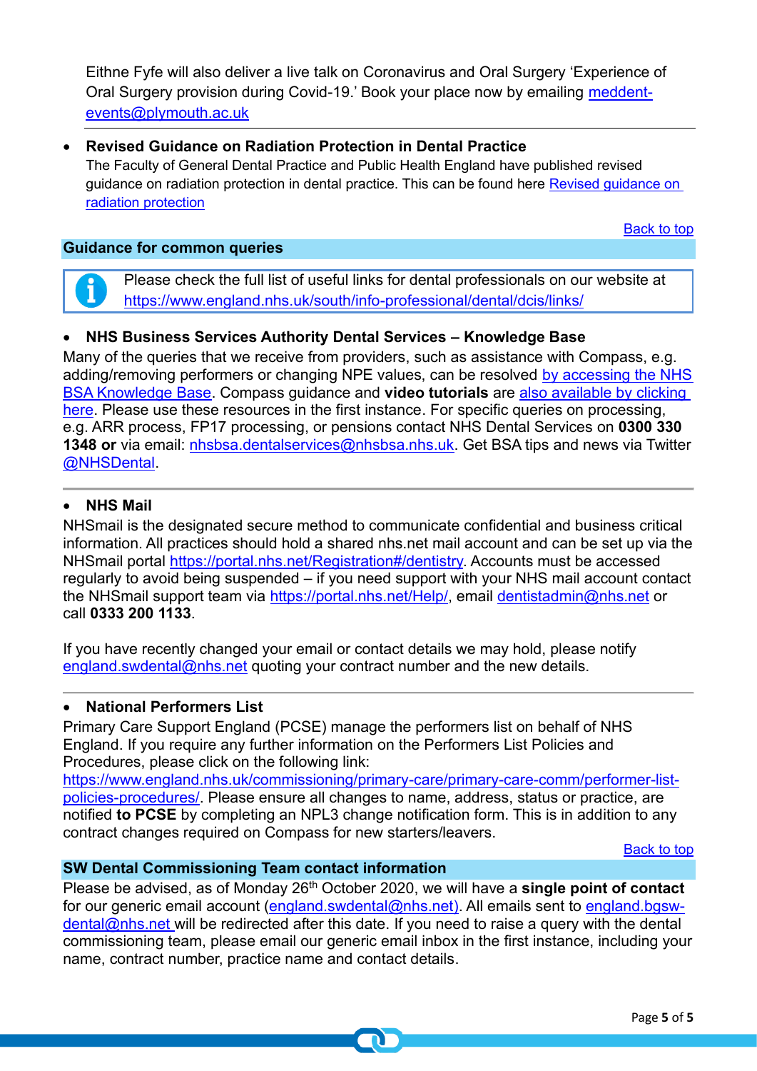Eithne Fyfe will also deliver a live talk on Coronavirus and Oral Surgery 'Experience of Oral Surgery provision during Covid-19.' Book your place now by emailing meddent-events@plymouth.ac.uk

---

- **Revised Guidance on Radiation Protection in Dental Practice**
  The Faculty of General Dental Practice and Public Health England have published revised guidance on radiation protection in dental practice. This can be found here Revised guidance on radiation protection

Back to top

## Guidance for common queries

Please check the full list of useful links for dental professionals on our website at https://www.england.nhs.uk/south/info-professional/dental/dcis/links/

- **NHS Business Services Authority Dental Services – Knowledge Base**

Many of the queries that we receive from providers, such as assistance with Compass, e.g. adding/removing performers or changing NPE values, can be resolved by accessing the NHS BSA Knowledge Base. Compass guidance and **video tutorials** are also available by clicking here. Please use these resources in the first instance. For specific queries on processing, e.g. ARR process, FP17 processing, or pensions contact NHS Dental Services on **0300 330 1348 or** via email: nhsbsa.dentalservices@nhsbsa.nhs.uk. Get BSA tips and news via Twitter @NHSDental.

---

- **NHS Mail**

NHSmail is the designated secure method to communicate confidential and business critical information. All practices should hold a shared nhs.net mail account and can be set up via the NHSmail portal https://portal.nhs.net/Registration#/dentistry. Accounts must be accessed regularly to avoid being suspended – if you need support with your NHS mail account contact the NHSmail support team via https://portal.nhs.net/Help/, email dentistadmin@nhs.net or call **0333 200 1133**.

If you have recently changed your email or contact details we may hold, please notify england.swdental@nhs.net quoting your contract number and the new details.

---

- **National Performers List**

Primary Care Support England (PCSE) manage the performers list on behalf of NHS England. If you require any further information on the Performers List Policies and Procedures, please click on the following link: https://www.england.nhs.uk/commissioning/primary-care/primary-care-comm/performer-list-policies-procedures/. Please ensure all changes to name, address, status or practice, are notified **to PCSE** by completing an NPL3 change notification form. This is in addition to any contract changes required on Compass for new starters/leavers.

Back to top

## SW Dental Commissioning Team contact information

Please be advised, as of Monday 26th October 2020, we will have a **single point of contact** for our generic email account (england.swdental@nhs.net). All emails sent to england.bgsw-dental@nhs.net will be redirected after this date. If you need to raise a query with the dental commissioning team, please email our generic email inbox in the first instance, including your name, contract number, practice name and contact details.